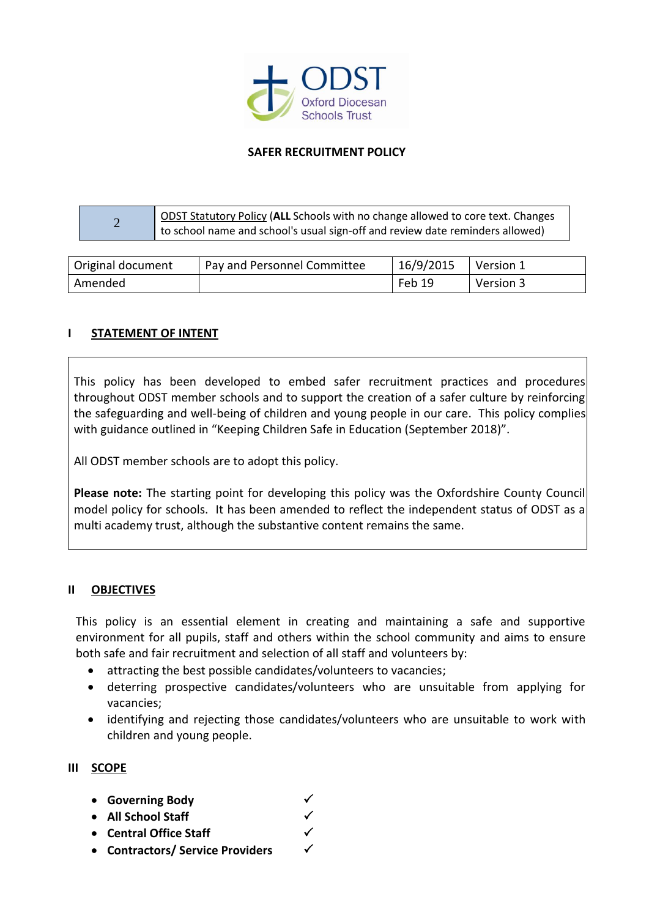ODST
Oxford Diocesan Schools Trust

# SAFER RECRUITMENT POLICY

| 2 | ODST Statutory Policy (**ALL** Schools with no change allowed to core text. Changes to school name and school's usual sign-off and review date reminders allowed) |
|---|---|

| Original document | Pay and Personnel Committee | 16/9/2015 | Version 1 |
|---|---|---|---|
| Amended | | Feb 19 | Version 3 |

## I STATEMENT OF INTENT

This policy has been developed to embed safer recruitment practices and procedures throughout ODST member schools and to support the creation of a safer culture by reinforcing the safeguarding and well-being of children and young people in our care. This policy complies with guidance outlined in "Keeping Children Safe in Education (September 2018)".

All ODST member schools are to adopt this policy.

**Please note:** The starting point for developing this policy was the Oxfordshire County Council model policy for schools. It has been amended to reflect the independent status of ODST as a multi academy trust, although the substantive content remains the same.

## II OBJECTIVES

This policy is an essential element in creating and maintaining a safe and supportive environment for all pupils, staff and others within the school community and aims to ensure both safe and fair recruitment and selection of all staff and volunteers by:

- attracting the best possible candidates/volunteers to vacancies;
- deterring prospective candidates/volunteers who are unsuitable from applying for vacancies;
- identifying and rejecting those candidates/volunteers who are unsuitable to work with children and young people.

## III SCOPE

- **Governing Body** ✓
- **All School Staff** ✓
- **Central Office Staff** ✓
- **Contractors/ Service Providers** ✓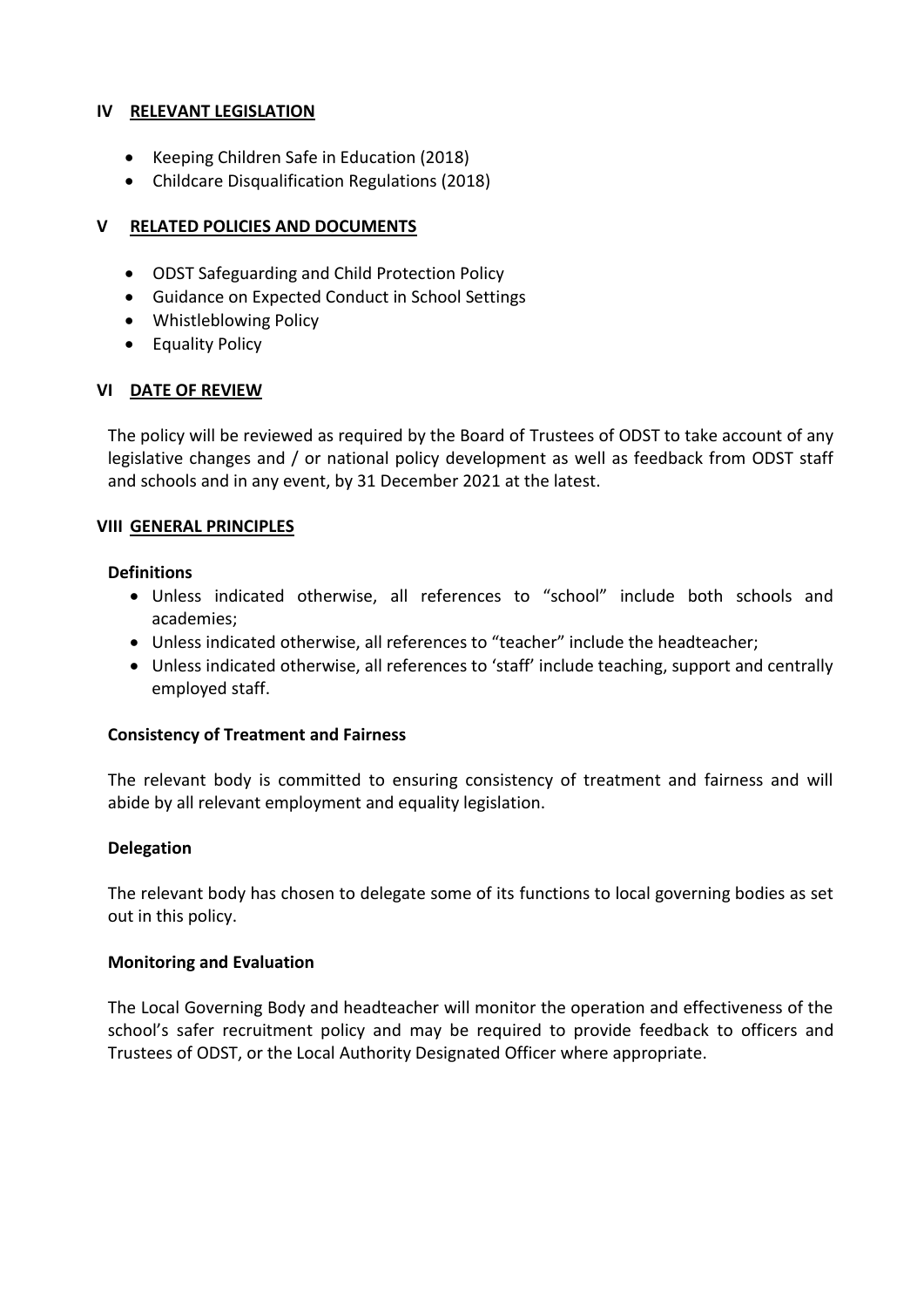## IV RELEVANT LEGISLATION

- Keeping Children Safe in Education (2018)
- Childcare Disqualification Regulations (2018)

## V RELATED POLICIES AND DOCUMENTS

- ODST Safeguarding and Child Protection Policy
- Guidance on Expected Conduct in School Settings
- Whistleblowing Policy
- Equality Policy

## VI DATE OF REVIEW

The policy will be reviewed as required by the Board of Trustees of ODST to take account of any legislative changes and / or national policy development as well as feedback from ODST staff and schools and in any event, by 31 December 2021 at the latest.

## VIII GENERAL PRINCIPLES

**Definitions**

- Unless indicated otherwise, all references to "school" include both schools and academies;
- Unless indicated otherwise, all references to "teacher" include the headteacher;
- Unless indicated otherwise, all references to 'staff' include teaching, support and centrally employed staff.

**Consistency of Treatment and Fairness**

The relevant body is committed to ensuring consistency of treatment and fairness and will abide by all relevant employment and equality legislation.

**Delegation**

The relevant body has chosen to delegate some of its functions to local governing bodies as set out in this policy.

**Monitoring and Evaluation**

The Local Governing Body and headteacher will monitor the operation and effectiveness of the school's safer recruitment policy and may be required to provide feedback to officers and Trustees of ODST, or the Local Authority Designated Officer where appropriate.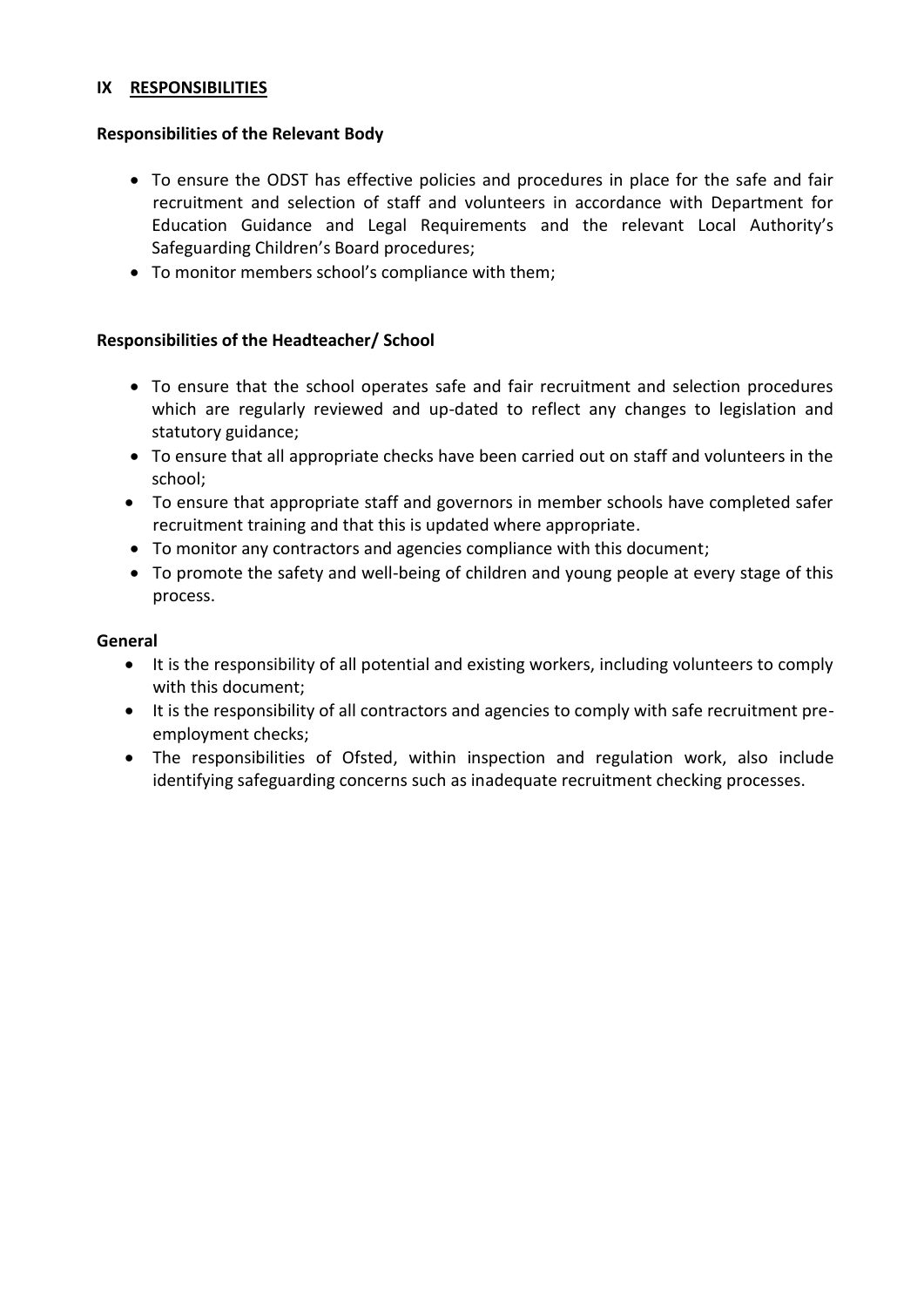## IX RESPONSIBILITIES

### Responsibilities of the Relevant Body

- To ensure the ODST has effective policies and procedures in place for the safe and fair recruitment and selection of staff and volunteers in accordance with Department for Education Guidance and Legal Requirements and the relevant Local Authority's Safeguarding Children's Board procedures;
- To monitor members school's compliance with them;

### Responsibilities of the Headteacher/ School

- To ensure that the school operates safe and fair recruitment and selection procedures which are regularly reviewed and up-dated to reflect any changes to legislation and statutory guidance;
- To ensure that all appropriate checks have been carried out on staff and volunteers in the school;
- To ensure that appropriate staff and governors in member schools have completed safer recruitment training and that this is updated where appropriate.
- To monitor any contractors and agencies compliance with this document;
- To promote the safety and well-being of children and young people at every stage of this process.

### General

- It is the responsibility of all potential and existing workers, including volunteers to comply with this document;
- It is the responsibility of all contractors and agencies to comply with safe recruitment pre-employment checks;
- The responsibilities of Ofsted, within inspection and regulation work, also include identifying safeguarding concerns such as inadequate recruitment checking processes.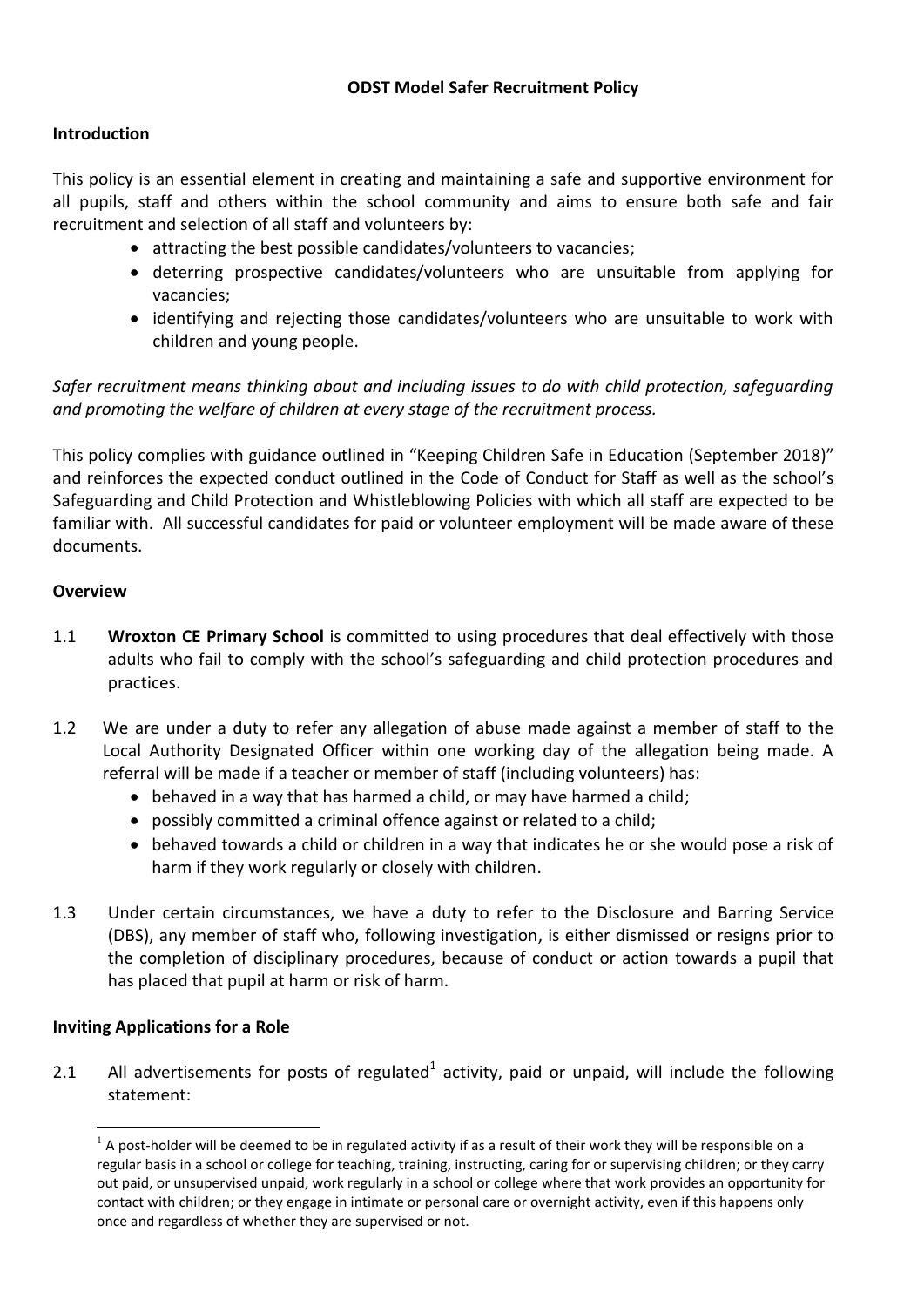# ODST Model Safer Recruitment Policy

## Introduction

This policy is an essential element in creating and maintaining a safe and supportive environment for all pupils, staff and others within the school community and aims to ensure both safe and fair recruitment and selection of all staff and volunteers by:

- attracting the best possible candidates/volunteers to vacancies;
- deterring prospective candidates/volunteers who are unsuitable from applying for vacancies;
- identifying and rejecting those candidates/volunteers who are unsuitable to work with children and young people.

*Safer recruitment means thinking about and including issues to do with child protection, safeguarding and promoting the welfare of children at every stage of the recruitment process.*

This policy complies with guidance outlined in "Keeping Children Safe in Education (September 2018)" and reinforces the expected conduct outlined in the Code of Conduct for Staff as well as the school's Safeguarding and Child Protection and Whistleblowing Policies with which all staff are expected to be familiar with. All successful candidates for paid or volunteer employment will be made aware of these documents.

## Overview

1.1 **Wroxton CE Primary School** is committed to using procedures that deal effectively with those adults who fail to comply with the school's safeguarding and child protection procedures and practices.

1.2 We are under a duty to refer any allegation of abuse made against a member of staff to the Local Authority Designated Officer within one working day of the allegation being made. A referral will be made if a teacher or member of staff (including volunteers) has:

- behaved in a way that has harmed a child, or may have harmed a child;
- possibly committed a criminal offence against or related to a child;
- behaved towards a child or children in a way that indicates he or she would pose a risk of harm if they work regularly or closely with children.

1.3 Under certain circumstances, we have a duty to refer to the Disclosure and Barring Service (DBS), any member of staff who, following investigation, is either dismissed or resigns prior to the completion of disciplinary procedures, because of conduct or action towards a pupil that has placed that pupil at harm or risk of harm.

## Inviting Applications for a Role

2.1 All advertisements for posts of regulated[1] activity, paid or unpaid, will include the following statement:

---

[1] A post-holder will be deemed to be in regulated activity if as a result of their work they will be responsible on a regular basis in a school or college for teaching, training, instructing, caring for or supervising children; or they carry out paid, or unsupervised unpaid, work regularly in a school or college where that work provides an opportunity for contact with children; or they engage in intimate or personal care or overnight activity, even if this happens only once and regardless of whether they are supervised or not.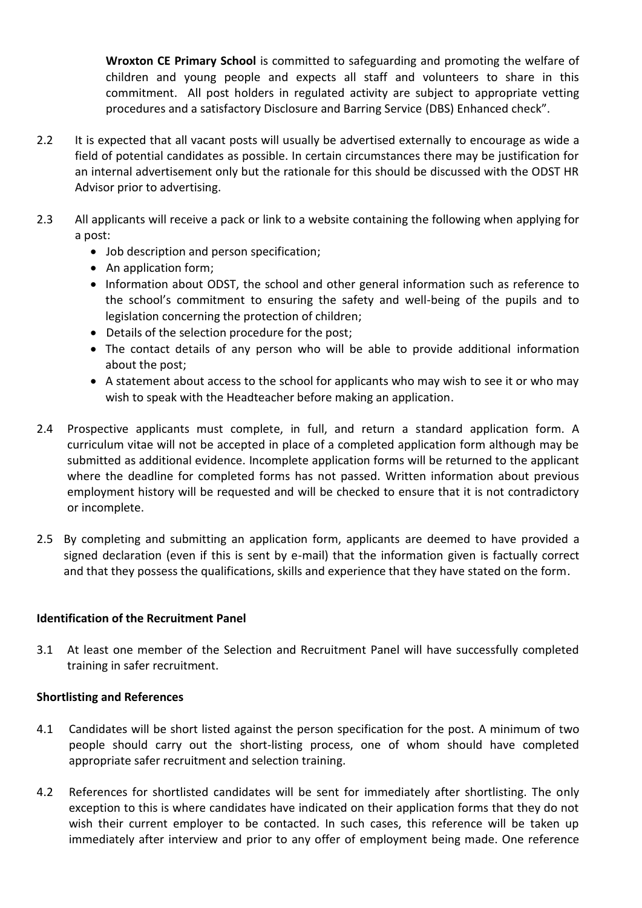**Wroxton CE Primary School** is committed to safeguarding and promoting the welfare of children and young people and expects all staff and volunteers to share in this commitment. All post holders in regulated activity are subject to appropriate vetting procedures and a satisfactory Disclosure and Barring Service (DBS) Enhanced check".

2.2 It is expected that all vacant posts will usually be advertised externally to encourage as wide a field of potential candidates as possible. In certain circumstances there may be justification for an internal advertisement only but the rationale for this should be discussed with the ODST HR Advisor prior to advertising.

2.3 All applicants will receive a pack or link to a website containing the following when applying for a post:

- Job description and person specification;
- An application form;
- Information about ODST, the school and other general information such as reference to the school's commitment to ensuring the safety and well-being of the pupils and to legislation concerning the protection of children;
- Details of the selection procedure for the post;
- The contact details of any person who will be able to provide additional information about the post;
- A statement about access to the school for applicants who may wish to see it or who may wish to speak with the Headteacher before making an application.

2.4 Prospective applicants must complete, in full, and return a standard application form. A curriculum vitae will not be accepted in place of a completed application form although may be submitted as additional evidence. Incomplete application forms will be returned to the applicant where the deadline for completed forms has not passed. Written information about previous employment history will be requested and will be checked to ensure that it is not contradictory or incomplete.

2.5 By completing and submitting an application form, applicants are deemed to have provided a signed declaration (even if this is sent by e-mail) that the information given is factually correct and that they possess the qualifications, skills and experience that they have stated on the form.

**Identification of the Recruitment Panel**

3.1 At least one member of the Selection and Recruitment Panel will have successfully completed training in safer recruitment.

**Shortlisting and References**

4.1 Candidates will be short listed against the person specification for the post. A minimum of two people should carry out the short-listing process, one of whom should have completed appropriate safer recruitment and selection training.

4.2 References for shortlisted candidates will be sent for immediately after shortlisting. The only exception to this is where candidates have indicated on their application forms that they do not wish their current employer to be contacted. In such cases, this reference will be taken up immediately after interview and prior to any offer of employment being made. One reference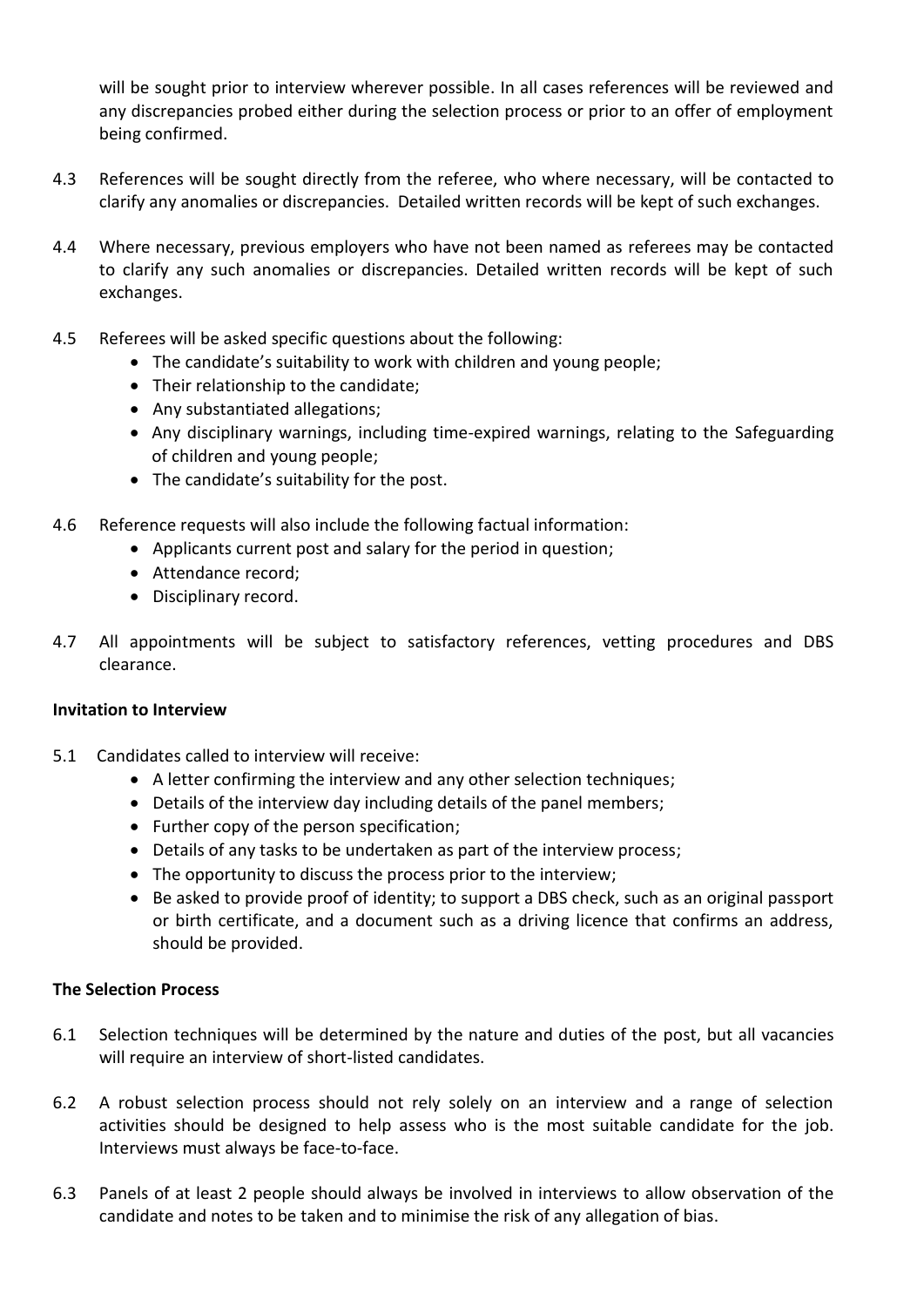will be sought prior to interview wherever possible. In all cases references will be reviewed and any discrepancies probed either during the selection process or prior to an offer of employment being confirmed.

4.3 References will be sought directly from the referee, who where necessary, will be contacted to clarify any anomalies or discrepancies. Detailed written records will be kept of such exchanges.

4.4 Where necessary, previous employers who have not been named as referees may be contacted to clarify any such anomalies or discrepancies. Detailed written records will be kept of such exchanges.

4.5 Referees will be asked specific questions about the following:

- The candidate's suitability to work with children and young people;
- Their relationship to the candidate;
- Any substantiated allegations;
- Any disciplinary warnings, including time-expired warnings, relating to the Safeguarding of children and young people;
- The candidate's suitability for the post.

4.6 Reference requests will also include the following factual information:

- Applicants current post and salary for the period in question;
- Attendance record;
- Disciplinary record.

4.7 All appointments will be subject to satisfactory references, vetting procedures and DBS clearance.

**Invitation to Interview**

5.1 Candidates called to interview will receive:

- A letter confirming the interview and any other selection techniques;
- Details of the interview day including details of the panel members;
- Further copy of the person specification;
- Details of any tasks to be undertaken as part of the interview process;
- The opportunity to discuss the process prior to the interview;
- Be asked to provide proof of identity; to support a DBS check, such as an original passport or birth certificate, and a document such as a driving licence that confirms an address, should be provided.

**The Selection Process**

6.1 Selection techniques will be determined by the nature and duties of the post, but all vacancies will require an interview of short-listed candidates.

6.2 A robust selection process should not rely solely on an interview and a range of selection activities should be designed to help assess who is the most suitable candidate for the job. Interviews must always be face-to-face.

6.3 Panels of at least 2 people should always be involved in interviews to allow observation of the candidate and notes to be taken and to minimise the risk of any allegation of bias.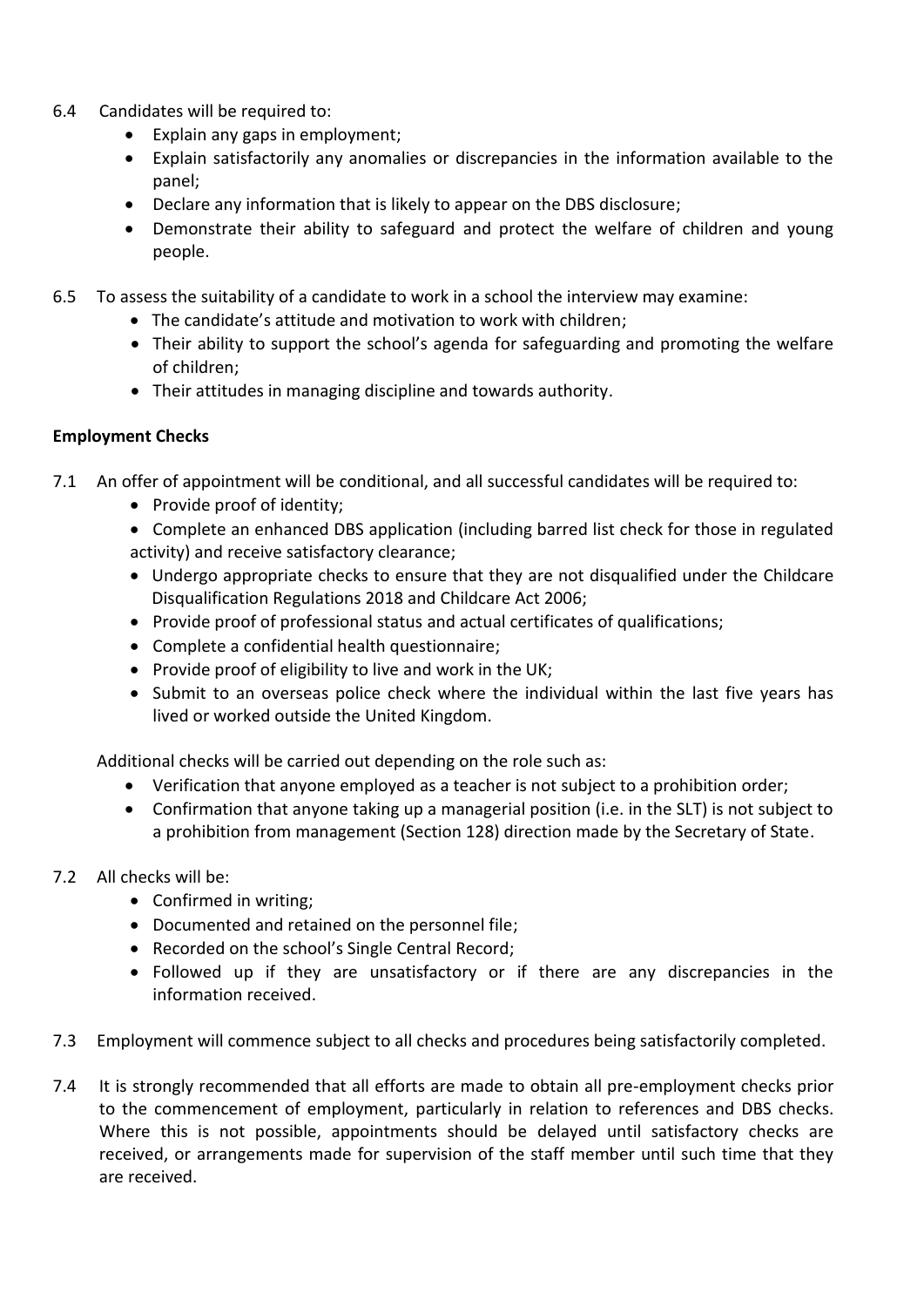6.4 Candidates will be required to:

- Explain any gaps in employment;
- Explain satisfactorily any anomalies or discrepancies in the information available to the panel;
- Declare any information that is likely to appear on the DBS disclosure;
- Demonstrate their ability to safeguard and protect the welfare of children and young people.

6.5 To assess the suitability of a candidate to work in a school the interview may examine:

- The candidate's attitude and motivation to work with children;
- Their ability to support the school's agenda for safeguarding and promoting the welfare of children;
- Their attitudes in managing discipline and towards authority.

**Employment Checks**

7.1 An offer of appointment will be conditional, and all successful candidates will be required to:

- Provide proof of identity;
- Complete an enhanced DBS application (including barred list check for those in regulated activity) and receive satisfactory clearance;
- Undergo appropriate checks to ensure that they are not disqualified under the Childcare Disqualification Regulations 2018 and Childcare Act 2006;
- Provide proof of professional status and actual certificates of qualifications;
- Complete a confidential health questionnaire;
- Provide proof of eligibility to live and work in the UK;
- Submit to an overseas police check where the individual within the last five years has lived or worked outside the United Kingdom.

Additional checks will be carried out depending on the role such as:

- Verification that anyone employed as a teacher is not subject to a prohibition order;
- Confirmation that anyone taking up a managerial position (i.e. in the SLT) is not subject to a prohibition from management (Section 128) direction made by the Secretary of State.

7.2 All checks will be:

- Confirmed in writing;
- Documented and retained on the personnel file;
- Recorded on the school's Single Central Record;
- Followed up if they are unsatisfactory or if there are any discrepancies in the information received.

7.3 Employment will commence subject to all checks and procedures being satisfactorily completed.

7.4 It is strongly recommended that all efforts are made to obtain all pre-employment checks prior to the commencement of employment, particularly in relation to references and DBS checks. Where this is not possible, appointments should be delayed until satisfactory checks are received, or arrangements made for supervision of the staff member until such time that they are received.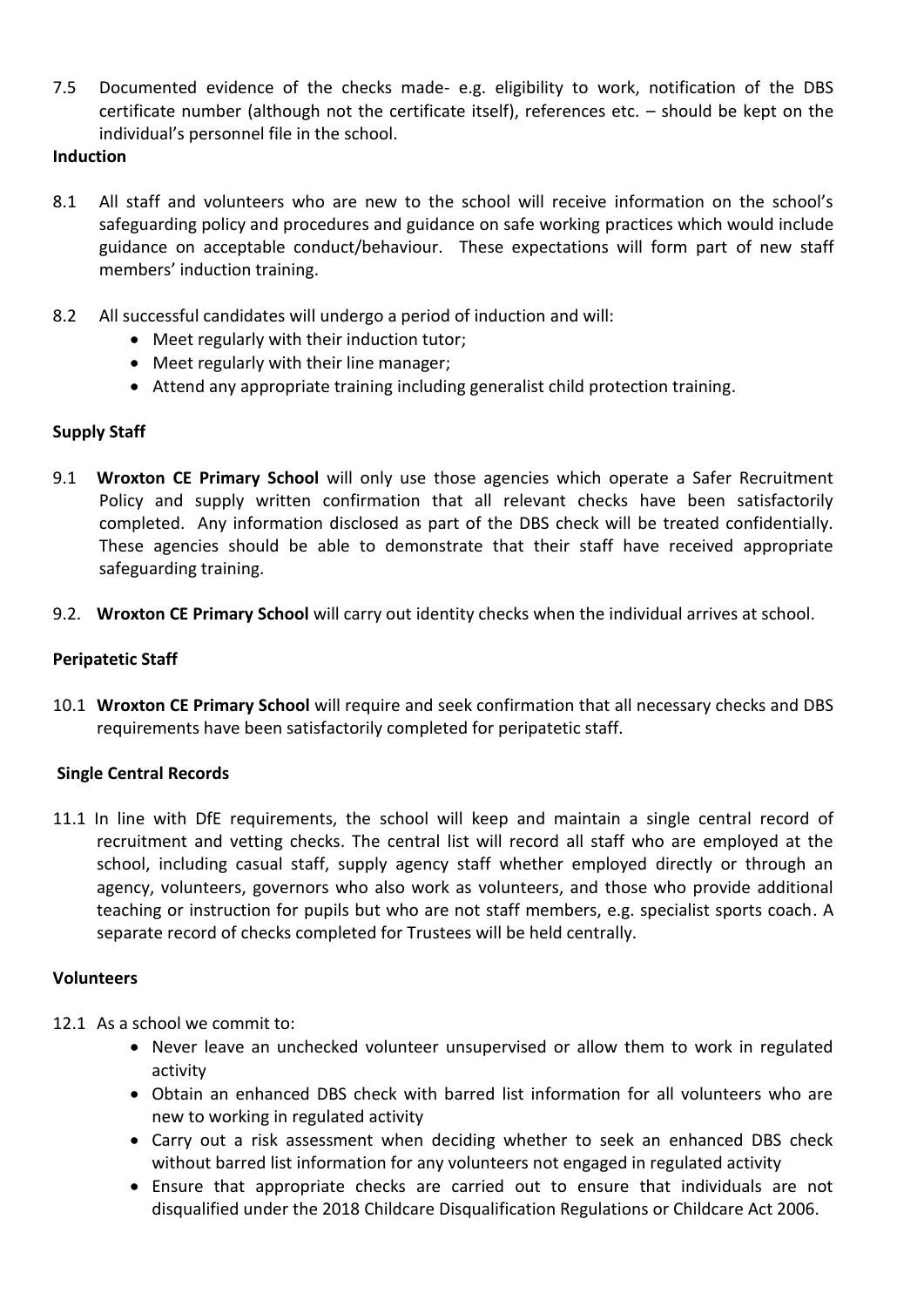7.5 Documented evidence of the checks made- e.g. eligibility to work, notification of the DBS certificate number (although not the certificate itself), references etc. – should be kept on the individual's personnel file in the school.

**Induction**

8.1 All staff and volunteers who are new to the school will receive information on the school's safeguarding policy and procedures and guidance on safe working practices which would include guidance on acceptable conduct/behaviour. These expectations will form part of new staff members' induction training.

8.2 All successful candidates will undergo a period of induction and will:

- Meet regularly with their induction tutor;
- Meet regularly with their line manager;
- Attend any appropriate training including generalist child protection training.

**Supply Staff**

9.1 **Wroxton CE Primary School** will only use those agencies which operate a Safer Recruitment Policy and supply written confirmation that all relevant checks have been satisfactorily completed. Any information disclosed as part of the DBS check will be treated confidentially. These agencies should be able to demonstrate that their staff have received appropriate safeguarding training.

9.2. **Wroxton CE Primary School** will carry out identity checks when the individual arrives at school.

**Peripatetic Staff**

10.1 **Wroxton CE Primary School** will require and seek confirmation that all necessary checks and DBS requirements have been satisfactorily completed for peripatetic staff.

**Single Central Records**

11.1 In line with DfE requirements, the school will keep and maintain a single central record of recruitment and vetting checks. The central list will record all staff who are employed at the school, including casual staff, supply agency staff whether employed directly or through an agency, volunteers, governors who also work as volunteers, and those who provide additional teaching or instruction for pupils but who are not staff members, e.g. specialist sports coach. A separate record of checks completed for Trustees will be held centrally.

**Volunteers**

12.1 As a school we commit to:

- Never leave an unchecked volunteer unsupervised or allow them to work in regulated activity
- Obtain an enhanced DBS check with barred list information for all volunteers who are new to working in regulated activity
- Carry out a risk assessment when deciding whether to seek an enhanced DBS check without barred list information for any volunteers not engaged in regulated activity
- Ensure that appropriate checks are carried out to ensure that individuals are not disqualified under the 2018 Childcare Disqualification Regulations or Childcare Act 2006.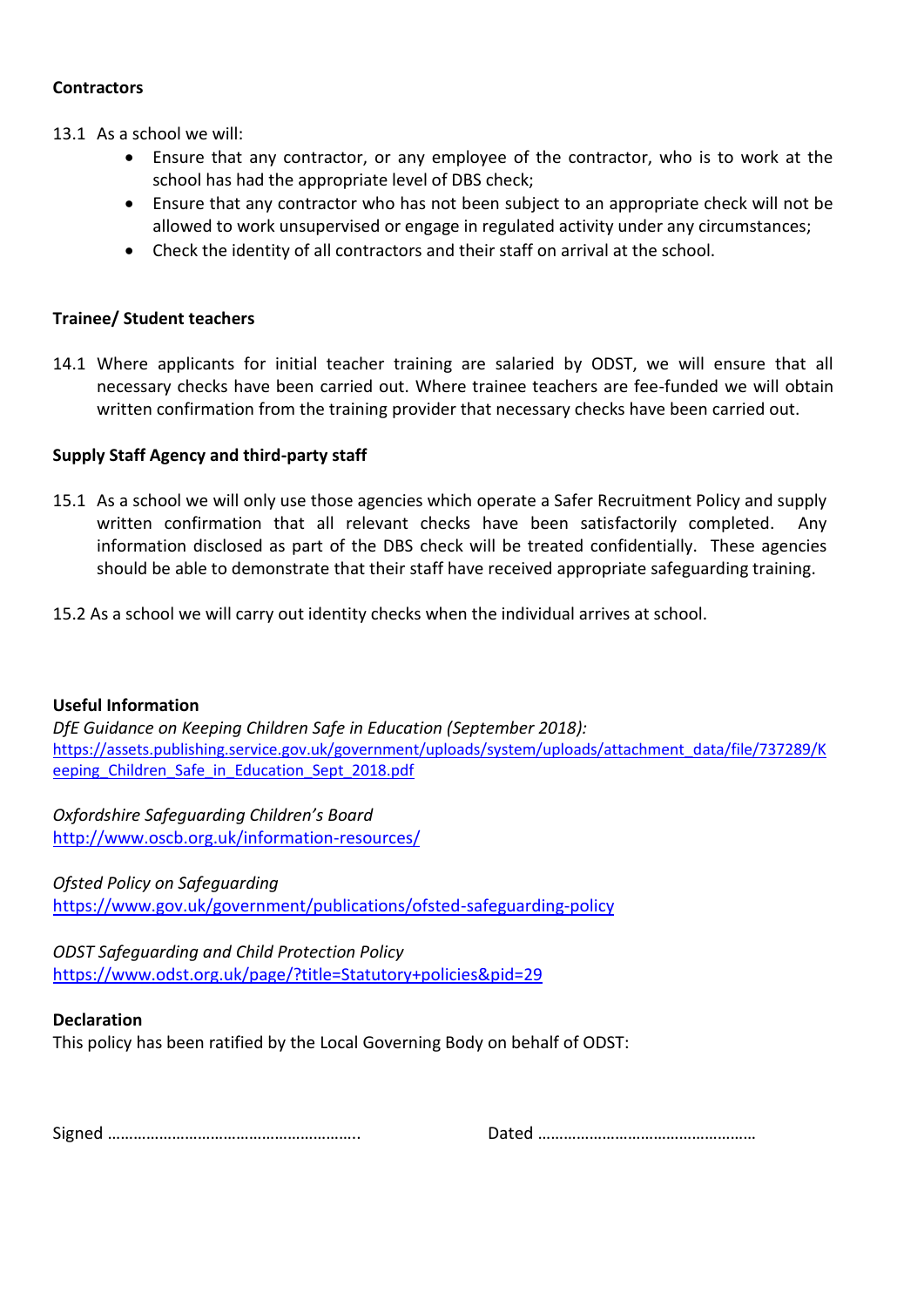**Contractors**

13.1 As a school we will:

- Ensure that any contractor, or any employee of the contractor, who is to work at the school has had the appropriate level of DBS check;
- Ensure that any contractor who has not been subject to an appropriate check will not be allowed to work unsupervised or engage in regulated activity under any circumstances;
- Check the identity of all contractors and their staff on arrival at the school.

**Trainee/ Student teachers**

14.1 Where applicants for initial teacher training are salaried by ODST, we will ensure that all necessary checks have been carried out. Where trainee teachers are fee-funded we will obtain written confirmation from the training provider that necessary checks have been carried out.

**Supply Staff Agency and third-party staff**

15.1 As a school we will only use those agencies which operate a Safer Recruitment Policy and supply written confirmation that all relevant checks have been satisfactorily completed. Any information disclosed as part of the DBS check will be treated confidentially. These agencies should be able to demonstrate that their staff have received appropriate safeguarding training.

15.2 As a school we will carry out identity checks when the individual arrives at school.

**Useful Information**

*DfE Guidance on Keeping Children Safe in Education (September 2018):*
https://assets.publishing.service.gov.uk/government/uploads/system/uploads/attachment_data/file/737289/Keeping_Children_Safe_in_Education_Sept_2018.pdf

*Oxfordshire Safeguarding Children's Board*
http://www.oscb.org.uk/information-resources/

*Ofsted Policy on Safeguarding*
https://www.gov.uk/government/publications/ofsted-safeguarding-policy

*ODST Safeguarding and Child Protection Policy*
https://www.odst.org.uk/page/?title=Statutory+policies&pid=29

**Declaration**

This policy has been ratified by the Local Governing Body on behalf of ODST:

Signed ………………………………………………….. Dated ……………………………………………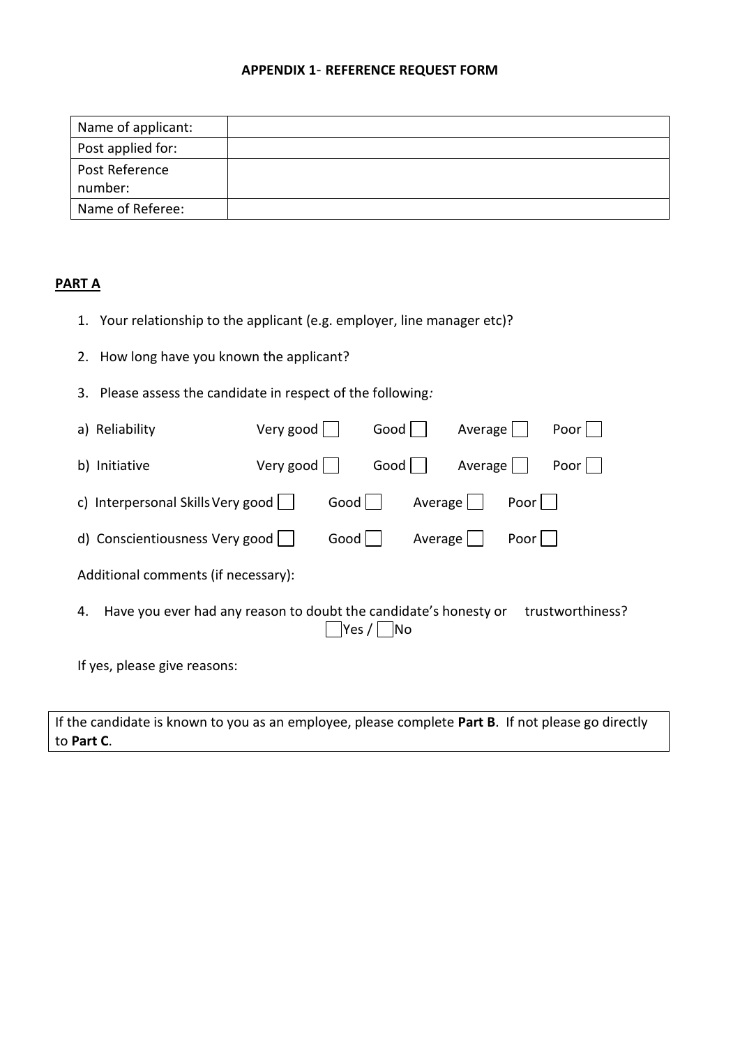**APPENDIX 1- REFERENCE REQUEST FORM**

| Name of applicant: | |
|---|---|
| Post applied for: | |
| Post Reference number: | |
| Name of Referee: | |

**PART A**

1. Your relationship to the applicant (e.g. employer, line manager etc)?
2. How long have you known the applicant?
3. Please assess the candidate in respect of the following:

a) Reliability Very good ☐ Good ☐ Average ☐ Poor ☐

b) Initiative Very good ☐ Good ☐ Average ☐ Poor ☐

c) Interpersonal Skills Very good ☐ Good ☐ Average ☐ Poor ☐

d) Conscientiousness Very good ☐ Good ☐ Average ☐ Poor ☐

Additional comments (if necessary):

4. Have you ever had any reason to doubt the candidate's honesty or trustworthiness?
☐Yes / ☐No

If yes, please give reasons:

If the candidate is known to you as an employee, please complete **Part B**. If not please go directly to **Part C**.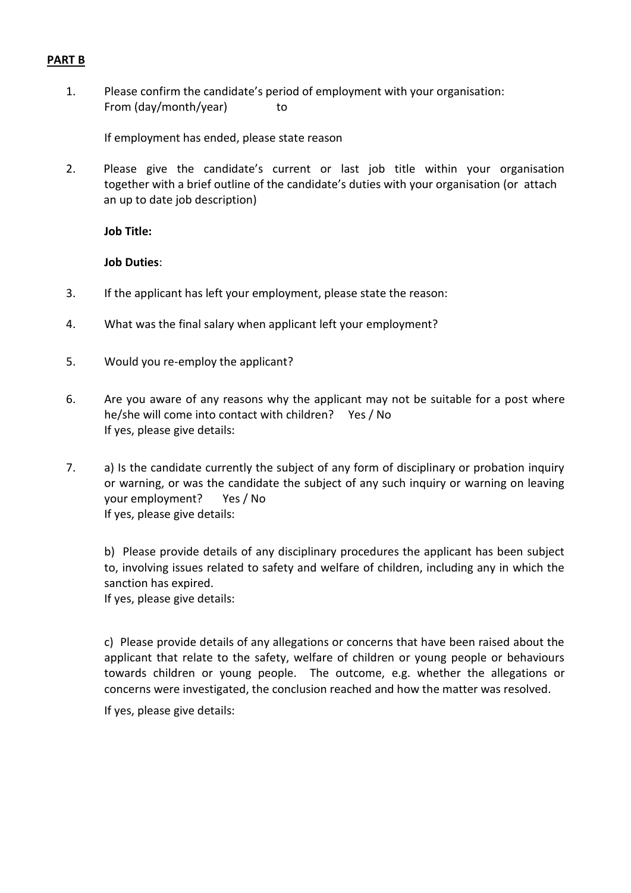**PART B**

1. Please confirm the candidate's period of employment with your organisation:
   From (day/month/year) to

   If employment has ended, please state reason

2. Please give the candidate's current or last job title within your organisation together with a brief outline of the candidate's duties with your organisation (or attach an up to date job description)

   **Job Title:**

   **Job Duties**:

3. If the applicant has left your employment, please state the reason:

4. What was the final salary when applicant left your employment?

5. Would you re-employ the applicant?

6. Are you aware of any reasons why the applicant may not be suitable for a post where he/she will come into contact with children? Yes / No
   If yes, please give details:

7. a) Is the candidate currently the subject of any form of disciplinary or probation inquiry or warning, or was the candidate the subject of any such inquiry or warning on leaving your employment? Yes / No
   If yes, please give details:

   b) Please provide details of any disciplinary procedures the applicant has been subject to, involving issues related to safety and welfare of children, including any in which the sanction has expired.
   If yes, please give details:

   c) Please provide details of any allegations or concerns that have been raised about the applicant that relate to the safety, welfare of children or young people or behaviours towards children or young people. The outcome, e.g. whether the allegations or concerns were investigated, the conclusion reached and how the matter was resolved.

   If yes, please give details: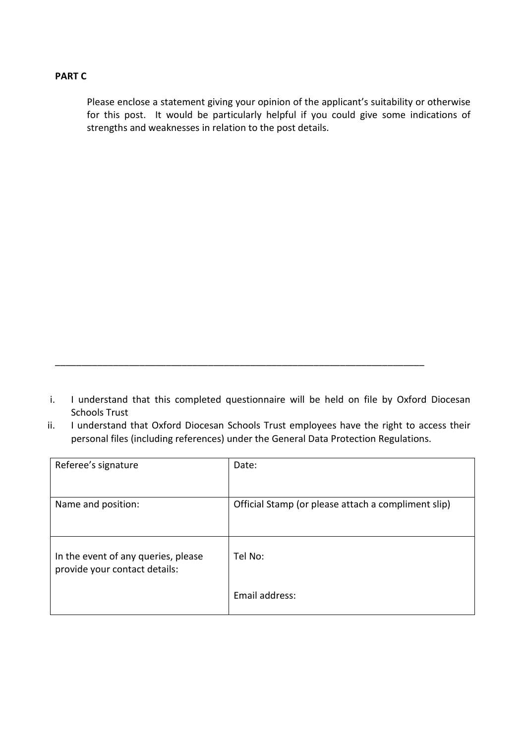**PART C**

Please enclose a statement giving your opinion of the applicant's suitability or otherwise for this post. It would be particularly helpful if you could give some indications of strengths and weaknesses in relation to the post details.

---

i. I understand that this completed questionnaire will be held on file by Oxford Diocesan Schools Trust

ii. I understand that Oxford Diocesan Schools Trust employees have the right to access their personal files (including references) under the General Data Protection Regulations.

| Referee's signature | Date: |
|---|---|
| Name and position: | Official Stamp (or please attach a compliment slip) |
| In the event of any queries, please provide your contact details: | Tel No:<br><br>Email address: |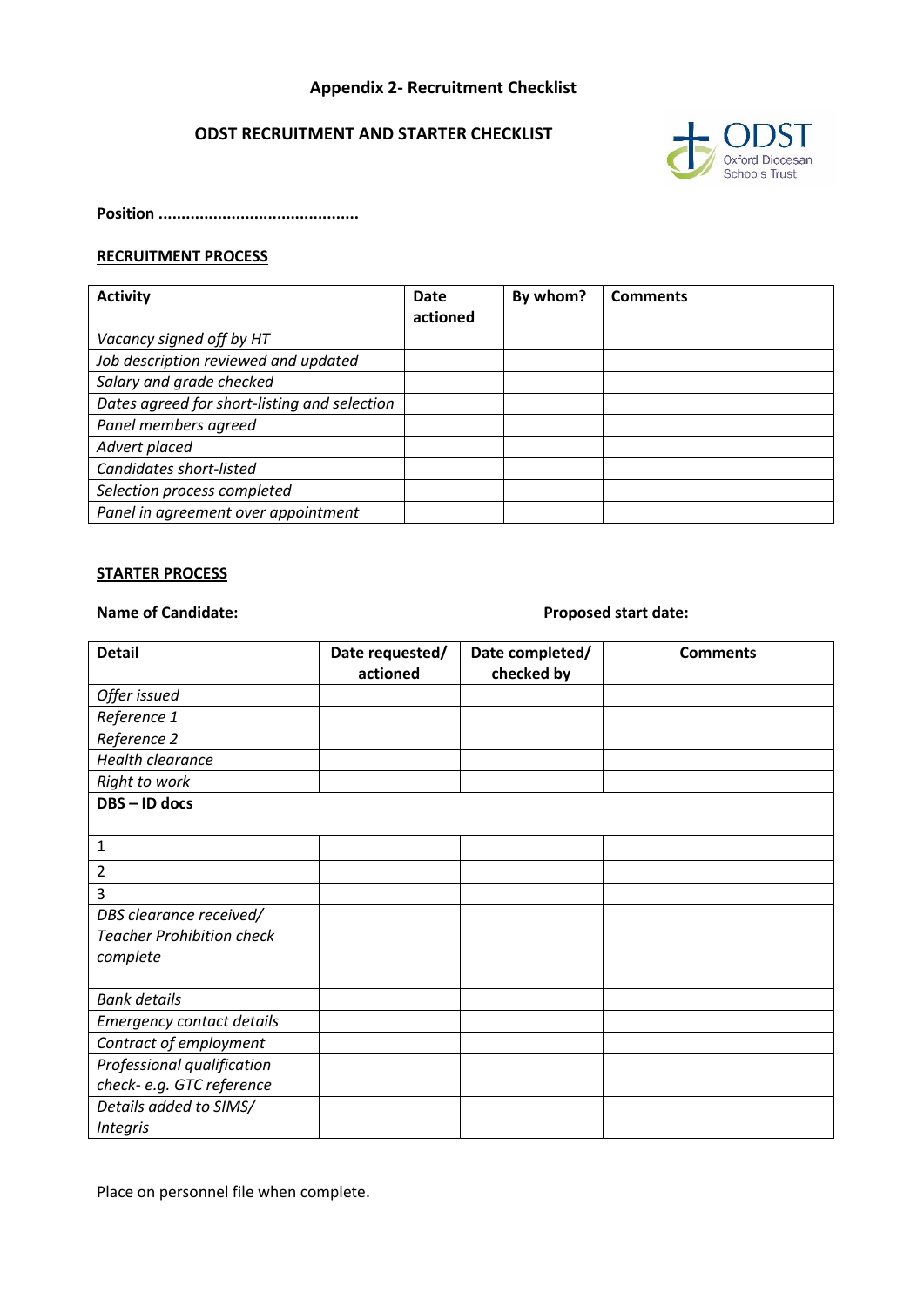## Appendix 2- Recruitment Checklist

### ODST RECRUITMENT AND STARTER CHECKLIST

Oxford Diocesan Schools Trust

**Position ............................................**

**RECRUITMENT PROCESS**

| Activity | Date actioned | By whom? | Comments |
|---|---|---|---|
| *Vacancy signed off by HT* | | | |
| *Job description reviewed and updated* | | | |
| *Salary and grade checked* | | | |
| *Dates agreed for short-listing and selection* | | | |
| *Panel members agreed* | | | |
| *Advert placed* | | | |
| *Candidates short-listed* | | | |
| *Selection process completed* | | | |
| *Panel in agreement over appointment* | | | |

**STARTER PROCESS**

**Name of Candidate:** **Proposed start date:**

| Detail | Date requested/ actioned | Date completed/ checked by | Comments |
|---|---|---|---|
| *Offer issued* | | | |
| *Reference 1* | | | |
| *Reference 2* | | | |
| *Health clearance* | | | |
| *Right to work* | | | |
| **DBS – ID docs** | | | |
| 1 | | | |
| 2 | | | |
| 3 | | | |
| *DBS clearance received/ Teacher Prohibition check complete* | | | |
| *Bank details* | | | |
| *Emergency contact details* | | | |
| *Contract of employment* | | | |
| *Professional qualification check- e.g. GTC reference* | | | |
| *Details added to SIMS/ Integris* | | | |

Place on personnel file when complete.